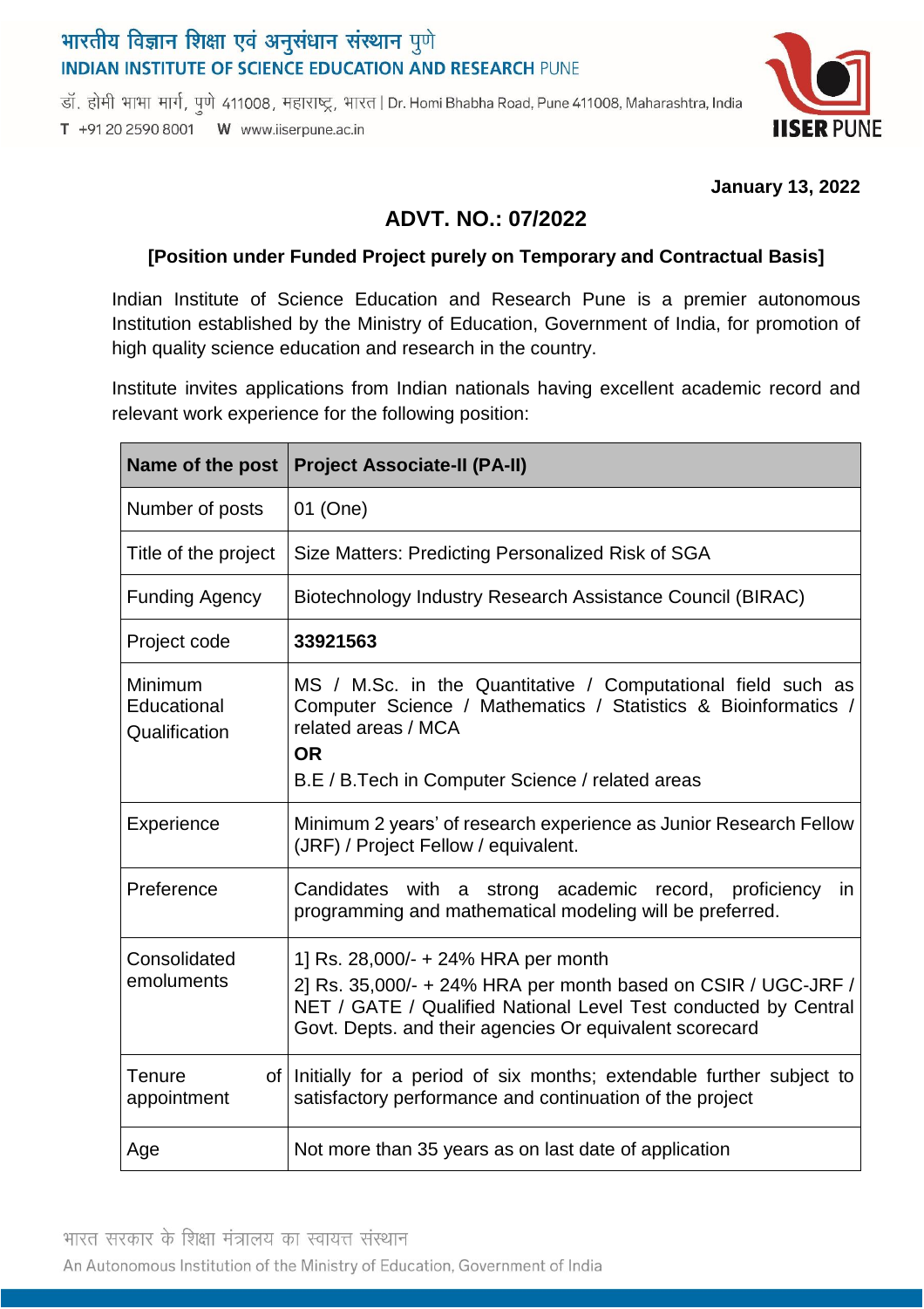भारतीय विज्ञान शिक्षा एवं अनुसंधान संस्थान पुणे
INDIAN INSTITUTE OF SCIENCE EDUCATION AND RESEARCH PUNE

डॉ. होमी भाभा मार्ग, पुणे 411008, महाराष्ट्र, भारत | Dr. Homi Bhabha Road, Pune 411008, Maharashtra, India
T +91 20 2590 8001 W www.iiserpune.ac.in

**January 13, 2022**

## ADVT. NO.: 07/2022

**[Position under Funded Project purely on Temporary and Contractual Basis]**

Indian Institute of Science Education and Research Pune is a premier autonomous Institution established by the Ministry of Education, Government of India, for promotion of high quality science education and research in the country.

Institute invites applications from Indian nationals having excellent academic record and relevant work experience for the following position:

| **Name of the post** | **Project Associate-II (PA-II)** |
|---|---|
| Number of posts | 01 (One) |
| Title of the project | Size Matters: Predicting Personalized Risk of SGA |
| Funding Agency | Biotechnology Industry Research Assistance Council (BIRAC) |
| Project code | **33921563** |
| Minimum Educational Qualification | MS / M.Sc. in the Quantitative / Computational field such as Computer Science / Mathematics / Statistics & Bioinformatics / related areas / MCA<br>**OR**<br>B.E / B.Tech in Computer Science / related areas |
| Experience | Minimum 2 years' of research experience as Junior Research Fellow (JRF) / Project Fellow / equivalent. |
| Preference | Candidates with a strong academic record, proficiency in programming and mathematical modeling will be preferred. |
| Consolidated emoluments | 1] Rs. 28,000/- + 24% HRA per month<br>2] Rs. 35,000/- + 24% HRA per month based on CSIR / UGC-JRF / NET / GATE / Qualified National Level Test conducted by Central Govt. Depts. and their agencies Or equivalent scorecard |
| Tenure of appointment | Initially for a period of six months; extendable further subject to satisfactory performance and continuation of the project |
| Age | Not more than 35 years as on last date of application |

भारत सरकार के शिक्षा मंत्रालय का स्वायत्त संस्थान
An Autonomous Institution of the Ministry of Education, Government of India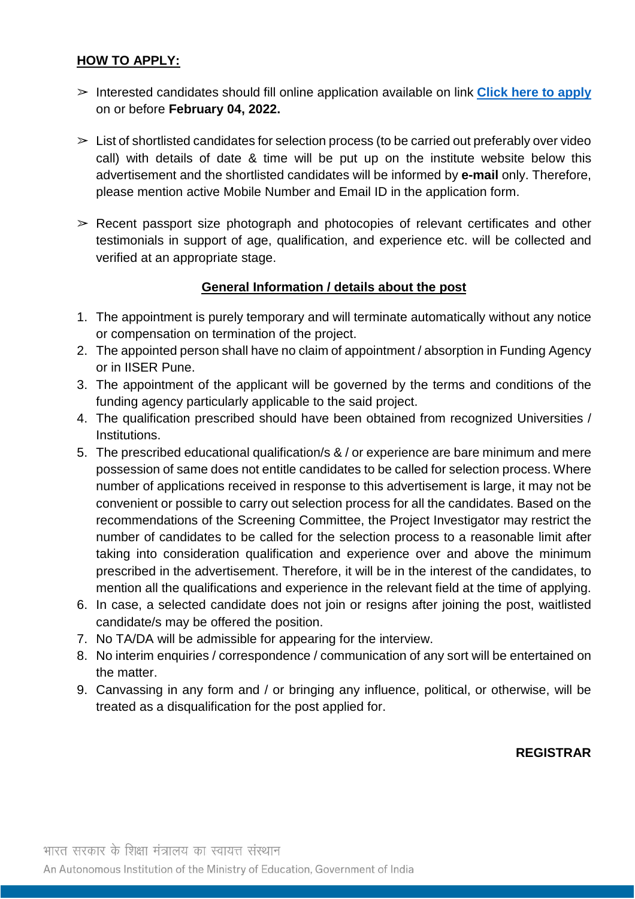**HOW TO APPLY:**

- ➢ Interested candidates should fill online application available on link **Click here to apply** on or before **February 04, 2022.**
- ➢ List of shortlisted candidates for selection process (to be carried out preferably over video call) with details of date & time will be put up on the institute website below this advertisement and the shortlisted candidates will be informed by **e-mail** only. Therefore, please mention active Mobile Number and Email ID in the application form.
- ➢ Recent passport size photograph and photocopies of relevant certificates and other testimonials in support of age, qualification, and experience etc. will be collected and verified at an appropriate stage.

**General Information / details about the post**

1. The appointment is purely temporary and will terminate automatically without any notice or compensation on termination of the project.
2. The appointed person shall have no claim of appointment / absorption in Funding Agency or in IISER Pune.
3. The appointment of the applicant will be governed by the terms and conditions of the funding agency particularly applicable to the said project.
4. The qualification prescribed should have been obtained from recognized Universities / Institutions.
5. The prescribed educational qualification/s & / or experience are bare minimum and mere possession of same does not entitle candidates to be called for selection process. Where number of applications received in response to this advertisement is large, it may not be convenient or possible to carry out selection process for all the candidates. Based on the recommendations of the Screening Committee, the Project Investigator may restrict the number of candidates to be called for the selection process to a reasonable limit after taking into consideration qualification and experience over and above the minimum prescribed in the advertisement. Therefore, it will be in the interest of the candidates, to mention all the qualifications and experience in the relevant field at the time of applying.
6. In case, a selected candidate does not join or resigns after joining the post, waitlisted candidate/s may be offered the position.
7. No TA/DA will be admissible for appearing for the interview.
8. No interim enquiries / correspondence / communication of any sort will be entertained on the matter.
9. Canvassing in any form and / or bringing any influence, political, or otherwise, will be treated as a disqualification for the post applied for.

**REGISTRAR**